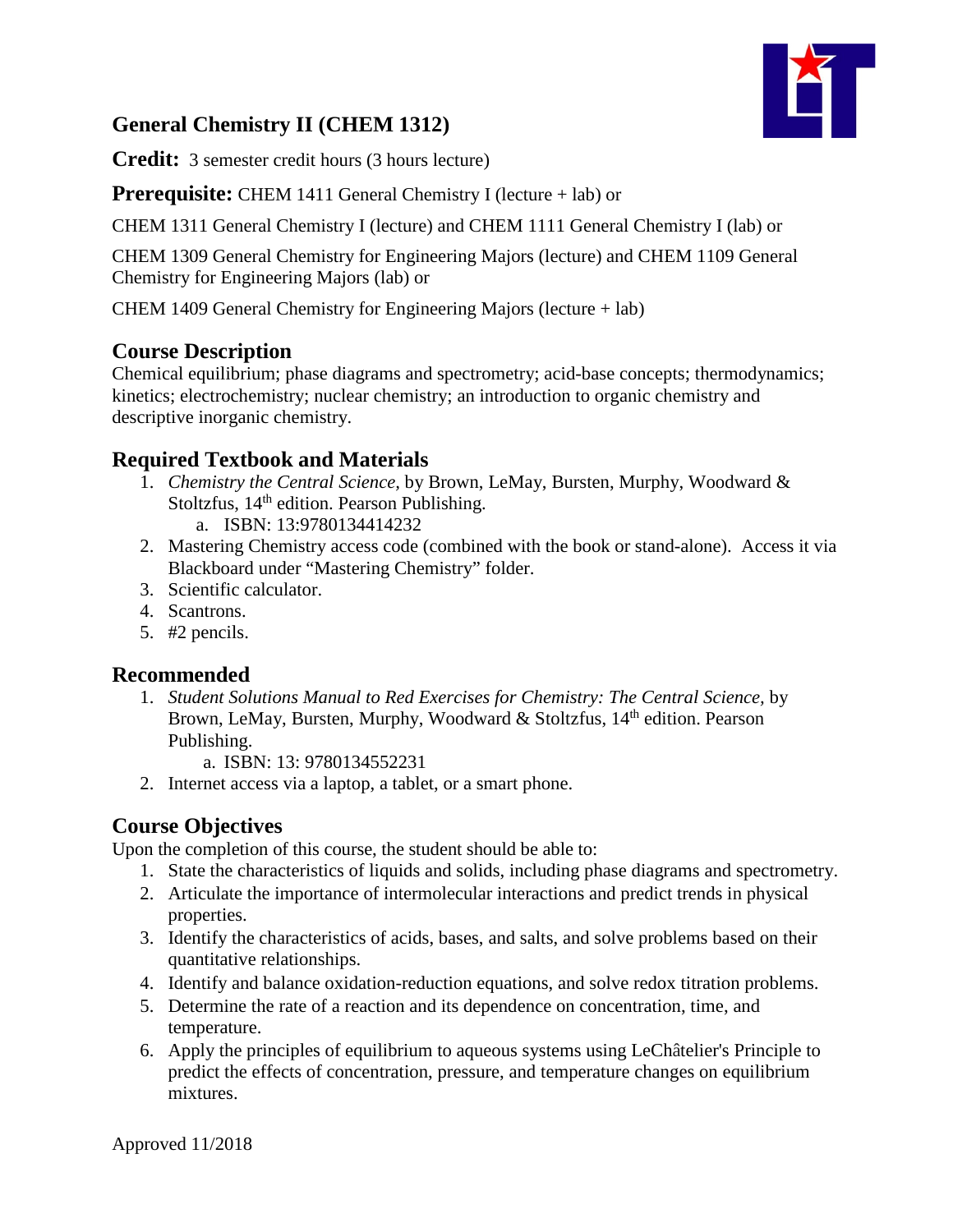# General Chemistry II (CHEM 1312)

**Credit:** 3 semester credit hours (3 hours lecture)

**Prerequisite:** CHEM 1411 General Chemistry I (lecture + lab) or

CHEM 1311 General Chemistry I (lecture) and CHEM 1111 General Chemistry I (lab) or

CHEM 1309 General Chemistry for Engineering Majors (lecture) and CHEM 1109 General Chemistry for Engineering Majors (lab) or

CHEM 1409 General Chemistry for Engineering Majors (lecture + lab)

## Course Description

Chemical equilibrium; phase diagrams and spectrometry; acid-base concepts; thermodynamics; kinetics; electrochemistry; nuclear chemistry; an introduction to organic chemistry and descriptive inorganic chemistry.

## Required Textbook and Materials

1. *Chemistry the Central Science,* by Brown, LeMay, Bursten, Murphy, Woodward & Stoltzfus, 14th edition. Pearson Publishing.
   a. ISBN: 13:9780134414232
2. Mastering Chemistry access code (combined with the book or stand-alone). Access it via Blackboard under "Mastering Chemistry" folder.
3. Scientific calculator.
4. Scantrons.
5. #2 pencils.

## Recommended

1. *Student Solutions Manual to Red Exercises for Chemistry: The Central Science,* by Brown, LeMay, Bursten, Murphy, Woodward & Stoltzfus, 14th edition. Pearson Publishing.
   a. ISBN: 13: 9780134552231
2. Internet access via a laptop, a tablet, or a smart phone.

## Course Objectives

Upon the completion of this course, the student should be able to:

1. State the characteristics of liquids and solids, including phase diagrams and spectrometry.
2. Articulate the importance of intermolecular interactions and predict trends in physical properties.
3. Identify the characteristics of acids, bases, and salts, and solve problems based on their quantitative relationships.
4. Identify and balance oxidation-reduction equations, and solve redox titration problems.
5. Determine the rate of a reaction and its dependence on concentration, time, and temperature.
6. Apply the principles of equilibrium to aqueous systems using LeChâtelier's Principle to predict the effects of concentration, pressure, and temperature changes on equilibrium mixtures.

Approved 11/2018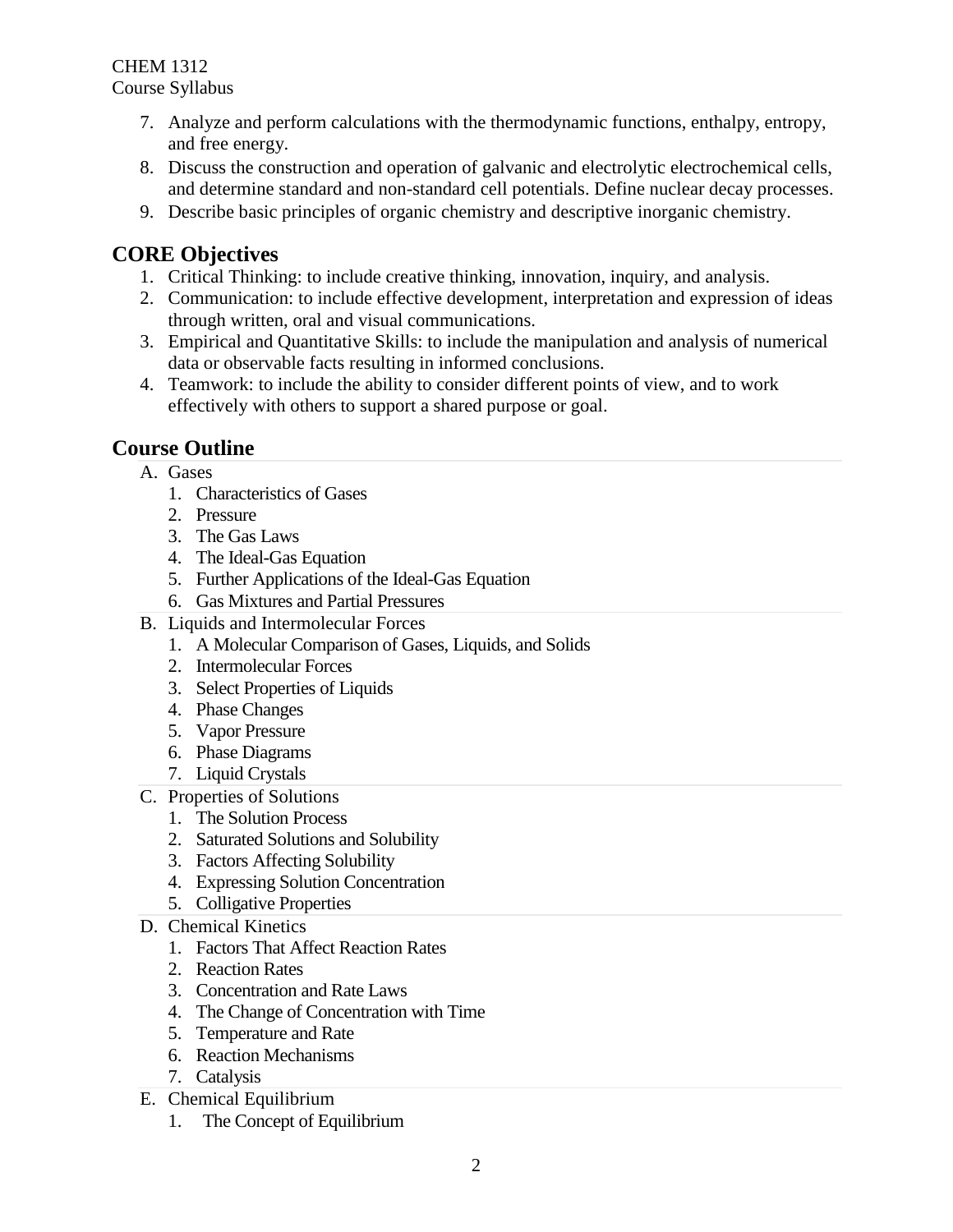7. Analyze and perform calculations with the thermodynamic functions, enthalpy, entropy, and free energy.
8. Discuss the construction and operation of galvanic and electrolytic electrochemical cells, and determine standard and non-standard cell potentials. Define nuclear decay processes.
9. Describe basic principles of organic chemistry and descriptive inorganic chemistry.

## CORE Objectives

1. Critical Thinking: to include creative thinking, innovation, inquiry, and analysis.
2. Communication: to include effective development, interpretation and expression of ideas through written, oral and visual communications.
3. Empirical and Quantitative Skills: to include the manipulation and analysis of numerical data or observable facts resulting in informed conclusions.
4. Teamwork: to include the ability to consider different points of view, and to work effectively with others to support a shared purpose or goal.

## Course Outline

A. Gases
   1. Characteristics of Gases
   2. Pressure
   3. The Gas Laws
   4. The Ideal-Gas Equation
   5. Further Applications of the Ideal-Gas Equation
   6. Gas Mixtures and Partial Pressures

B. Liquids and Intermolecular Forces
   1. A Molecular Comparison of Gases, Liquids, and Solids
   2. Intermolecular Forces
   3. Select Properties of Liquids
   4. Phase Changes
   5. Vapor Pressure
   6. Phase Diagrams
   7. Liquid Crystals

C. Properties of Solutions
   1. The Solution Process
   2. Saturated Solutions and Solubility
   3. Factors Affecting Solubility
   4. Expressing Solution Concentration
   5. Colligative Properties

D. Chemical Kinetics
   1. Factors That Affect Reaction Rates
   2. Reaction Rates
   3. Concentration and Rate Laws
   4. The Change of Concentration with Time
   5. Temperature and Rate
   6. Reaction Mechanisms
   7. Catalysis

E. Chemical Equilibrium
   1. The Concept of Equilibrium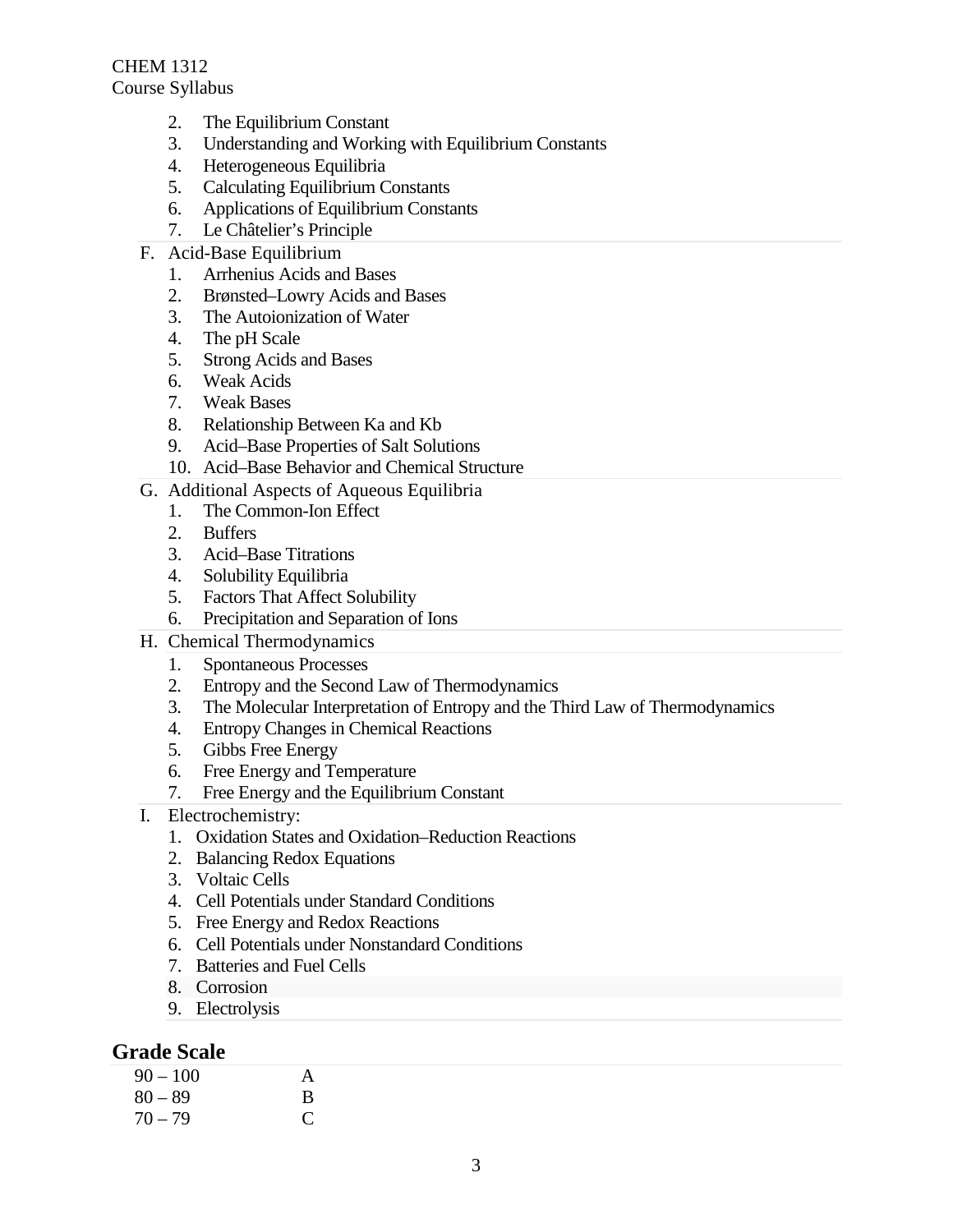2. The Equilibrium Constant
3. Understanding and Working with Equilibrium Constants
4. Heterogeneous Equilibria
5. Calculating Equilibrium Constants
6. Applications of Equilibrium Constants
7. Le Châtelier's Principle

F. Acid-Base Equilibrium
1. Arrhenius Acids and Bases
2. Brønsted–Lowry Acids and Bases
3. The Autoionization of Water
4. The pH Scale
5. Strong Acids and Bases
6. Weak Acids
7. Weak Bases
8. Relationship Between Ka and Kb
9. Acid–Base Properties of Salt Solutions
10. Acid–Base Behavior and Chemical Structure

G. Additional Aspects of Aqueous Equilibria
1. The Common-Ion Effect
2. Buffers
3. Acid–Base Titrations
4. Solubility Equilibria
5. Factors That Affect Solubility
6. Precipitation and Separation of Ions

H. Chemical Thermodynamics
1. Spontaneous Processes
2. Entropy and the Second Law of Thermodynamics
3. The Molecular Interpretation of Entropy and the Third Law of Thermodynamics
4. Entropy Changes in Chemical Reactions
5. Gibbs Free Energy
6. Free Energy and Temperature
7. Free Energy and the Equilibrium Constant

I. Electrochemistry:
1. Oxidation States and Oxidation–Reduction Reactions
2. Balancing Redox Equations
3. Voltaic Cells
4. Cell Potentials under Standard Conditions
5. Free Energy and Redox Reactions
6. Cell Potentials under Nonstandard Conditions
7. Batteries and Fuel Cells
8. Corrosion
9. Electrolysis

## Grade Scale

| | |
|---|---|
| 90 – 100 | A |
| 80 – 89 | B |
| 70 – 79 | C |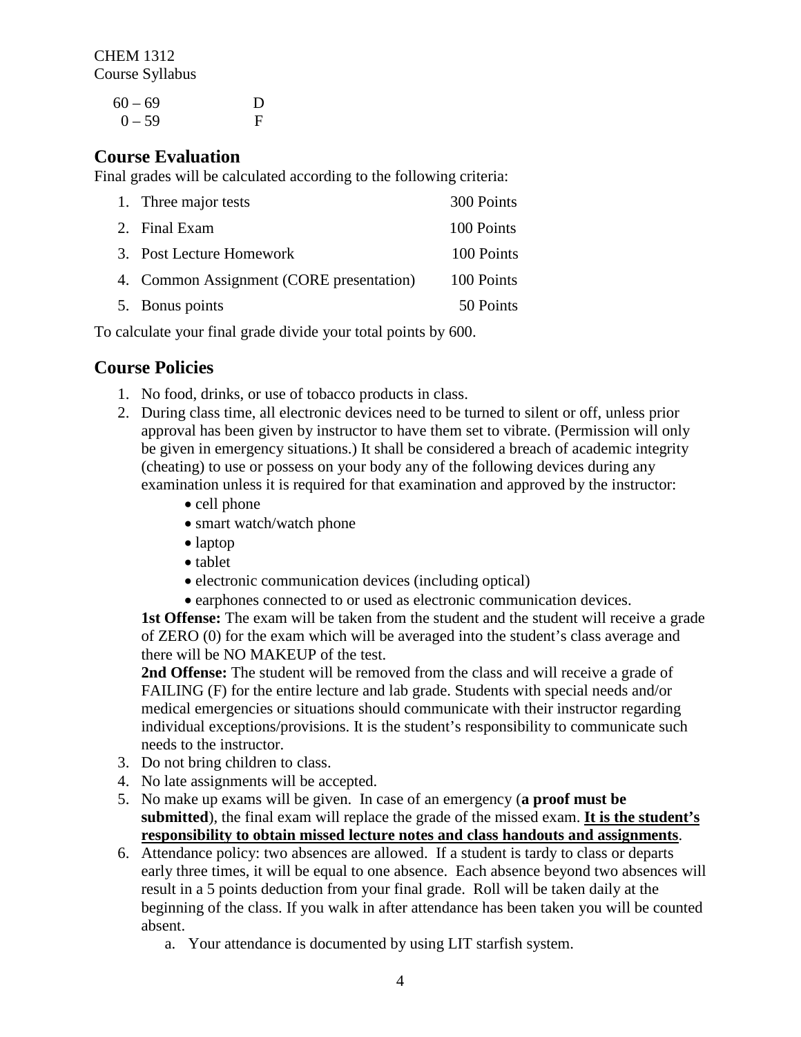| | |
|---|---|
| 60 – 69 | D |
| 0 – 59 | F |

## Course Evaluation

Final grades will be calculated according to the following criteria:

1. Three major tests 300 Points
2. Final Exam 100 Points
3. Post Lecture Homework 100 Points
4. Common Assignment (CORE presentation) 100 Points
5. Bonus points 50 Points

To calculate your final grade divide your total points by 600.

## Course Policies

1. No food, drinks, or use of tobacco products in class.
2. During class time, all electronic devices need to be turned to silent or off, unless prior approval has been given by instructor to have them set to vibrate. (Permission will only be given in emergency situations.) It shall be considered a breach of academic integrity (cheating) to use or possess on your body any of the following devices during any examination unless it is required for that examination and approved by the instructor:
   - cell phone
   - smart watch/watch phone
   - laptop
   - tablet
   - electronic communication devices (including optical)
   - earphones connected to or used as electronic communication devices.

   **1st Offense:** The exam will be taken from the student and the student will receive a grade of ZERO (0) for the exam which will be averaged into the student's class average and there will be NO MAKEUP of the test.

   **2nd Offense:** The student will be removed from the class and will receive a grade of FAILING (F) for the entire lecture and lab grade. Students with special needs and/or medical emergencies or situations should communicate with their instructor regarding individual exceptions/provisions. It is the student's responsibility to communicate such needs to the instructor.
3. Do not bring children to class.
4. No late assignments will be accepted.
5. No make up exams will be given. In case of an emergency (**a proof must be submitted**), the final exam will replace the grade of the missed exam. **<u>It is the student's responsibility to obtain missed lecture notes and class handouts and assignments</u>**.
6. Attendance policy: two absences are allowed. If a student is tardy to class or departs early three times, it will be equal to one absence. Each absence beyond two absences will result in a 5 points deduction from your final grade. Roll will be taken daily at the beginning of the class. If you walk in after attendance has been taken you will be counted absent.
   a. Your attendance is documented by using LIT starfish system.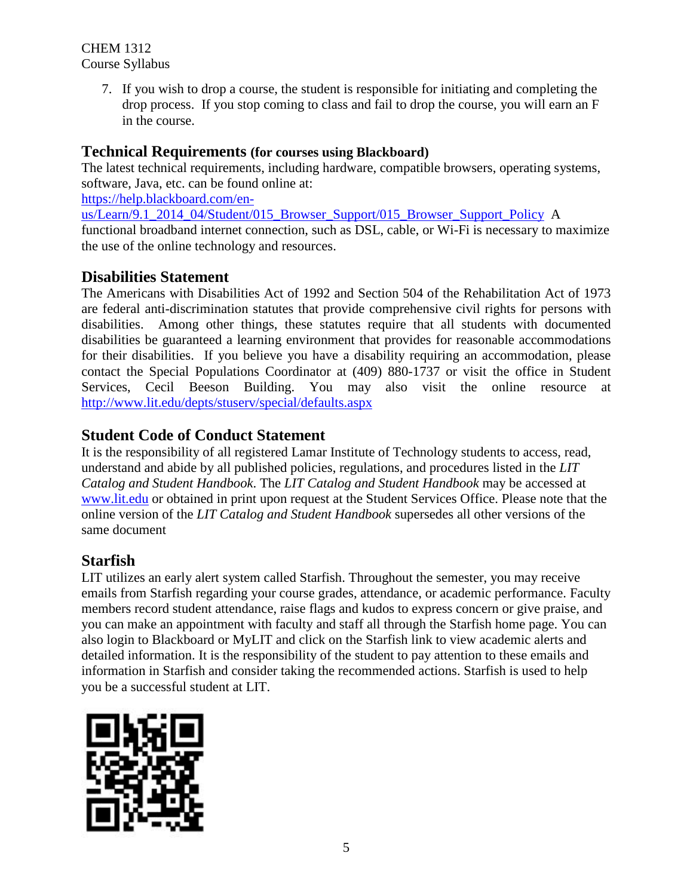7. If you wish to drop a course, the student is responsible for initiating and completing the drop process. If you stop coming to class and fail to drop the course, you will earn an F in the course.

## Technical Requirements (for courses using Blackboard)

The latest technical requirements, including hardware, compatible browsers, operating systems, software, Java, etc. can be found online at: https://help.blackboard.com/en-us/Learn/9.1_2014_04/Student/015_Browser_Support/015_Browser_Support_Policy A functional broadband internet connection, such as DSL, cable, or Wi-Fi is necessary to maximize the use of the online technology and resources.

## Disabilities Statement

The Americans with Disabilities Act of 1992 and Section 504 of the Rehabilitation Act of 1973 are federal anti-discrimination statutes that provide comprehensive civil rights for persons with disabilities. Among other things, these statutes require that all students with documented disabilities be guaranteed a learning environment that provides for reasonable accommodations for their disabilities. If you believe you have a disability requiring an accommodation, please contact the Special Populations Coordinator at (409) 880-1737 or visit the office in Student Services, Cecil Beeson Building. You may also visit the online resource at http://www.lit.edu/depts/stuserv/special/defaults.aspx

## Student Code of Conduct Statement

It is the responsibility of all registered Lamar Institute of Technology students to access, read, understand and abide by all published policies, regulations, and procedures listed in the *LIT Catalog and Student Handbook*. The *LIT Catalog and Student Handbook* may be accessed at www.lit.edu or obtained in print upon request at the Student Services Office. Please note that the online version of the *LIT Catalog and Student Handbook* supersedes all other versions of the same document

## Starfish

LIT utilizes an early alert system called Starfish. Throughout the semester, you may receive emails from Starfish regarding your course grades, attendance, or academic performance. Faculty members record student attendance, raise flags and kudos to express concern or give praise, and you can make an appointment with faculty and staff all through the Starfish home page. You can also login to Blackboard or MyLIT and click on the Starfish link to view academic alerts and detailed information. It is the responsibility of the student to pay attention to these emails and information in Starfish and consider taking the recommended actions. Starfish is used to help you be a successful student at LIT.